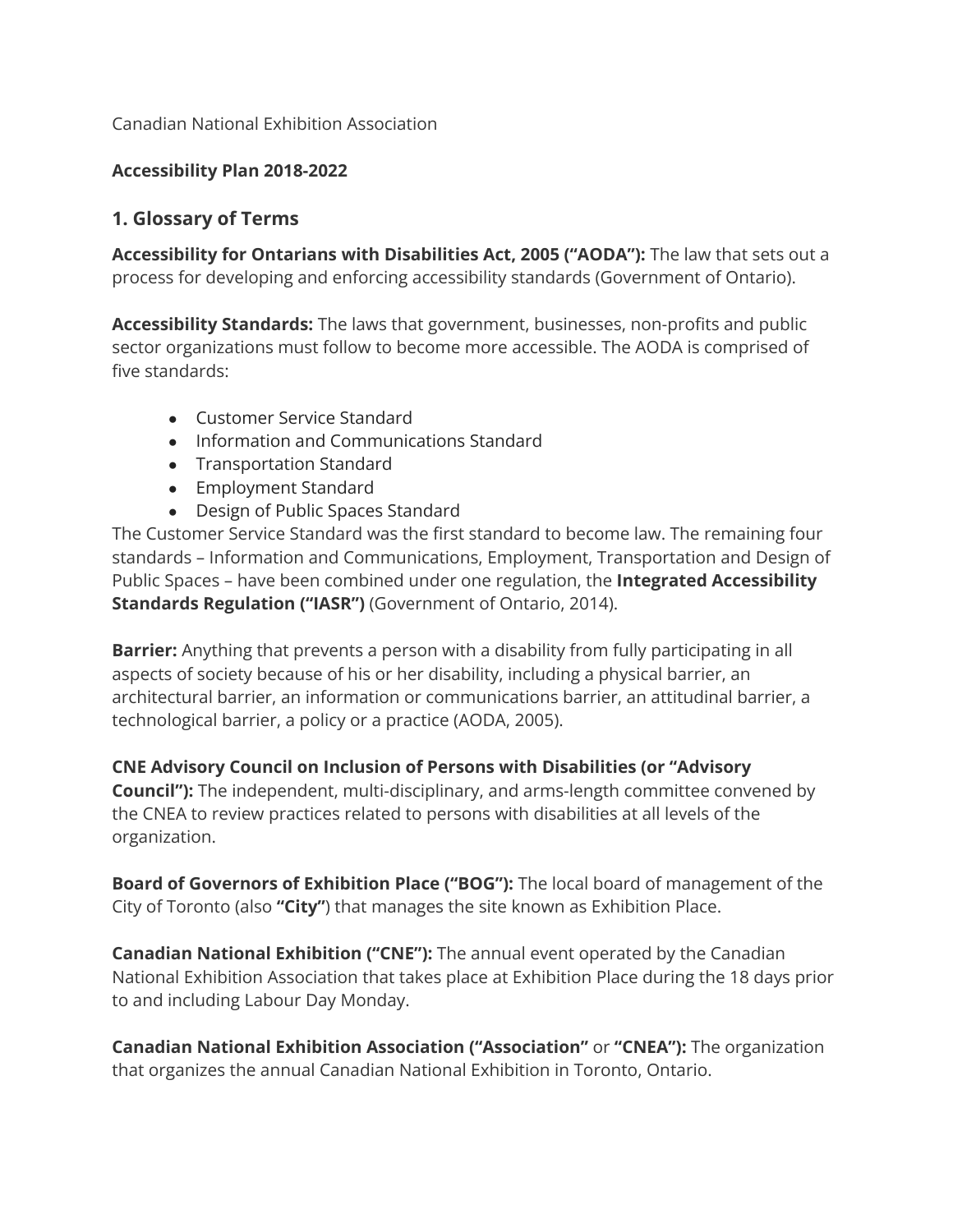Canadian National Exhibition Association

**Accessibility Plan 2018-2022**

## 1. Glossary of Terms

**Accessibility for Ontarians with Disabilities Act, 2005 ("AODA"):** The law that sets out a process for developing and enforcing accessibility standards (Government of Ontario).

**Accessibility Standards:** The laws that government, businesses, non-profits and public sector organizations must follow to become more accessible. The AODA is comprised of five standards:

- Customer Service Standard
- Information and Communications Standard
- Transportation Standard
- Employment Standard
- Design of Public Spaces Standard

The Customer Service Standard was the first standard to become law. The remaining four standards – Information and Communications, Employment, Transportation and Design of Public Spaces – have been combined under one regulation, the **Integrated Accessibility Standards Regulation ("IASR")** (Government of Ontario, 2014).

**Barrier:** Anything that prevents a person with a disability from fully participating in all aspects of society because of his or her disability, including a physical barrier, an architectural barrier, an information or communications barrier, an attitudinal barrier, a technological barrier, a policy or a practice (AODA, 2005).

**CNE Advisory Council on Inclusion of Persons with Disabilities (or "Advisory Council"):** The independent, multi-disciplinary, and arms-length committee convened by the CNEA to review practices related to persons with disabilities at all levels of the organization.

**Board of Governors of Exhibition Place ("BOG"):** The local board of management of the City of Toronto (also **"City"**) that manages the site known as Exhibition Place.

**Canadian National Exhibition ("CNE"):** The annual event operated by the Canadian National Exhibition Association that takes place at Exhibition Place during the 18 days prior to and including Labour Day Monday.

**Canadian National Exhibition Association ("Association"** or **"CNEA"):** The organization that organizes the annual Canadian National Exhibition in Toronto, Ontario.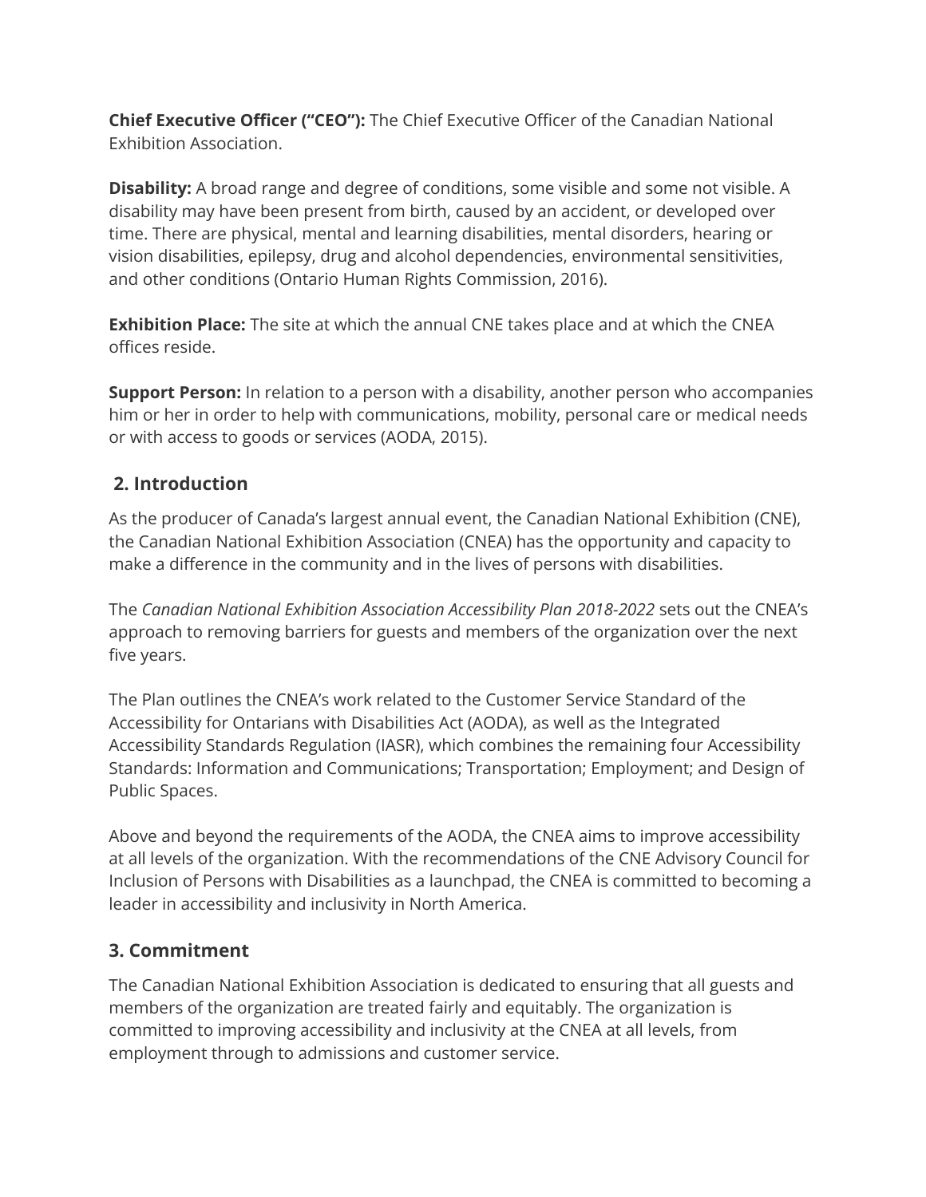**Chief Executive Officer ("CEO"):** The Chief Executive Officer of the Canadian National Exhibition Association.

**Disability:** A broad range and degree of conditions, some visible and some not visible. A disability may have been present from birth, caused by an accident, or developed over time. There are physical, mental and learning disabilities, mental disorders, hearing or vision disabilities, epilepsy, drug and alcohol dependencies, environmental sensitivities, and other conditions (Ontario Human Rights Commission, 2016).

**Exhibition Place:** The site at which the annual CNE takes place and at which the CNEA offices reside.

**Support Person:** In relation to a person with a disability, another person who accompanies him or her in order to help with communications, mobility, personal care or medical needs or with access to goods or services (AODA, 2015).

## 2. Introduction

As the producer of Canada's largest annual event, the Canadian National Exhibition (CNE), the Canadian National Exhibition Association (CNEA) has the opportunity and capacity to make a difference in the community and in the lives of persons with disabilities.

The *Canadian National Exhibition Association Accessibility Plan 2018-2022* sets out the CNEA's approach to removing barriers for guests and members of the organization over the next five years.

The Plan outlines the CNEA's work related to the Customer Service Standard of the Accessibility for Ontarians with Disabilities Act (AODA), as well as the Integrated Accessibility Standards Regulation (IASR), which combines the remaining four Accessibility Standards: Information and Communications; Transportation; Employment; and Design of Public Spaces.

Above and beyond the requirements of the AODA, the CNEA aims to improve accessibility at all levels of the organization. With the recommendations of the CNE Advisory Council for Inclusion of Persons with Disabilities as a launchpad, the CNEA is committed to becoming a leader in accessibility and inclusivity in North America.

## 3. Commitment

The Canadian National Exhibition Association is dedicated to ensuring that all guests and members of the organization are treated fairly and equitably. The organization is committed to improving accessibility and inclusivity at the CNEA at all levels, from employment through to admissions and customer service.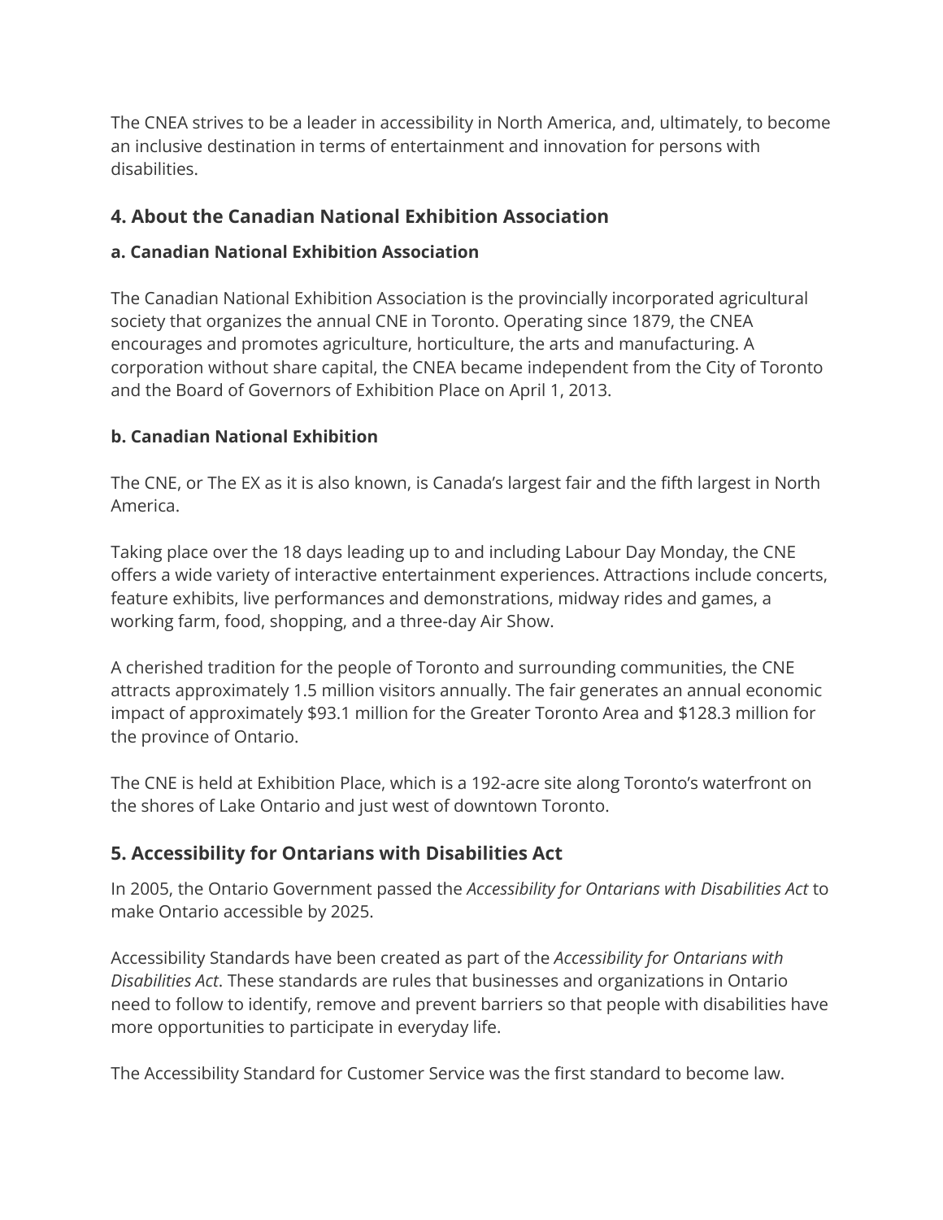The CNEA strives to be a leader in accessibility in North America, and, ultimately, to become an inclusive destination in terms of entertainment and innovation for persons with disabilities.

## 4. About the Canadian National Exhibition Association

### a. Canadian National Exhibition Association

The Canadian National Exhibition Association is the provincially incorporated agricultural society that organizes the annual CNE in Toronto. Operating since 1879, the CNEA encourages and promotes agriculture, horticulture, the arts and manufacturing. A corporation without share capital, the CNEA became independent from the City of Toronto and the Board of Governors of Exhibition Place on April 1, 2013.

### b. Canadian National Exhibition

The CNE, or The EX as it is also known, is Canada's largest fair and the fifth largest in North America.

Taking place over the 18 days leading up to and including Labour Day Monday, the CNE offers a wide variety of interactive entertainment experiences. Attractions include concerts, feature exhibits, live performances and demonstrations, midway rides and games, a working farm, food, shopping, and a three-day Air Show.

A cherished tradition for the people of Toronto and surrounding communities, the CNE attracts approximately 1.5 million visitors annually. The fair generates an annual economic impact of approximately $93.1 million for the Greater Toronto Area and $128.3 million for the province of Ontario.

The CNE is held at Exhibition Place, which is a 192-acre site along Toronto's waterfront on the shores of Lake Ontario and just west of downtown Toronto.

## 5. Accessibility for Ontarians with Disabilities Act

In 2005, the Ontario Government passed the *Accessibility for Ontarians with Disabilities Act* to make Ontario accessible by 2025.

Accessibility Standards have been created as part of the *Accessibility for Ontarians with Disabilities Act*. These standards are rules that businesses and organizations in Ontario need to follow to identify, remove and prevent barriers so that people with disabilities have more opportunities to participate in everyday life.

The Accessibility Standard for Customer Service was the first standard to become law.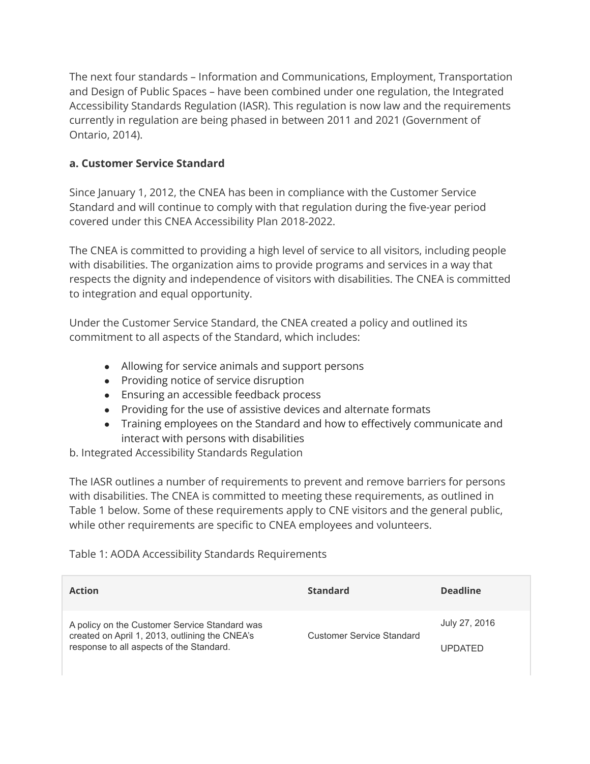The next four standards – Information and Communications, Employment, Transportation and Design of Public Spaces – have been combined under one regulation, the Integrated Accessibility Standards Regulation (IASR). This regulation is now law and the requirements currently in regulation are being phased in between 2011 and 2021 (Government of Ontario, 2014).

**a. Customer Service Standard**

Since January 1, 2012, the CNEA has been in compliance with the Customer Service Standard and will continue to comply with that regulation during the five-year period covered under this CNEA Accessibility Plan 2018-2022.

The CNEA is committed to providing a high level of service to all visitors, including people with disabilities. The organization aims to provide programs and services in a way that respects the dignity and independence of visitors with disabilities. The CNEA is committed to integration and equal opportunity.

Under the Customer Service Standard, the CNEA created a policy and outlined its commitment to all aspects of the Standard, which includes:

- Allowing for service animals and support persons
- Providing notice of service disruption
- Ensuring an accessible feedback process
- Providing for the use of assistive devices and alternate formats
- Training employees on the Standard and how to effectively communicate and interact with persons with disabilities

b. Integrated Accessibility Standards Regulation

The IASR outlines a number of requirements to prevent and remove barriers for persons with disabilities. The CNEA is committed to meeting these requirements, as outlined in Table 1 below. Some of these requirements apply to CNE visitors and the general public, while other requirements are specific to CNEA employees and volunteers.

Table 1: AODA Accessibility Standards Requirements

| Action | Standard | Deadline |
|---|---|---|
| A policy on the Customer Service Standard was created on April 1, 2013, outlining the CNEA's response to all aspects of the Standard. | Customer Service Standard | July 27, 2016<br>UPDATED |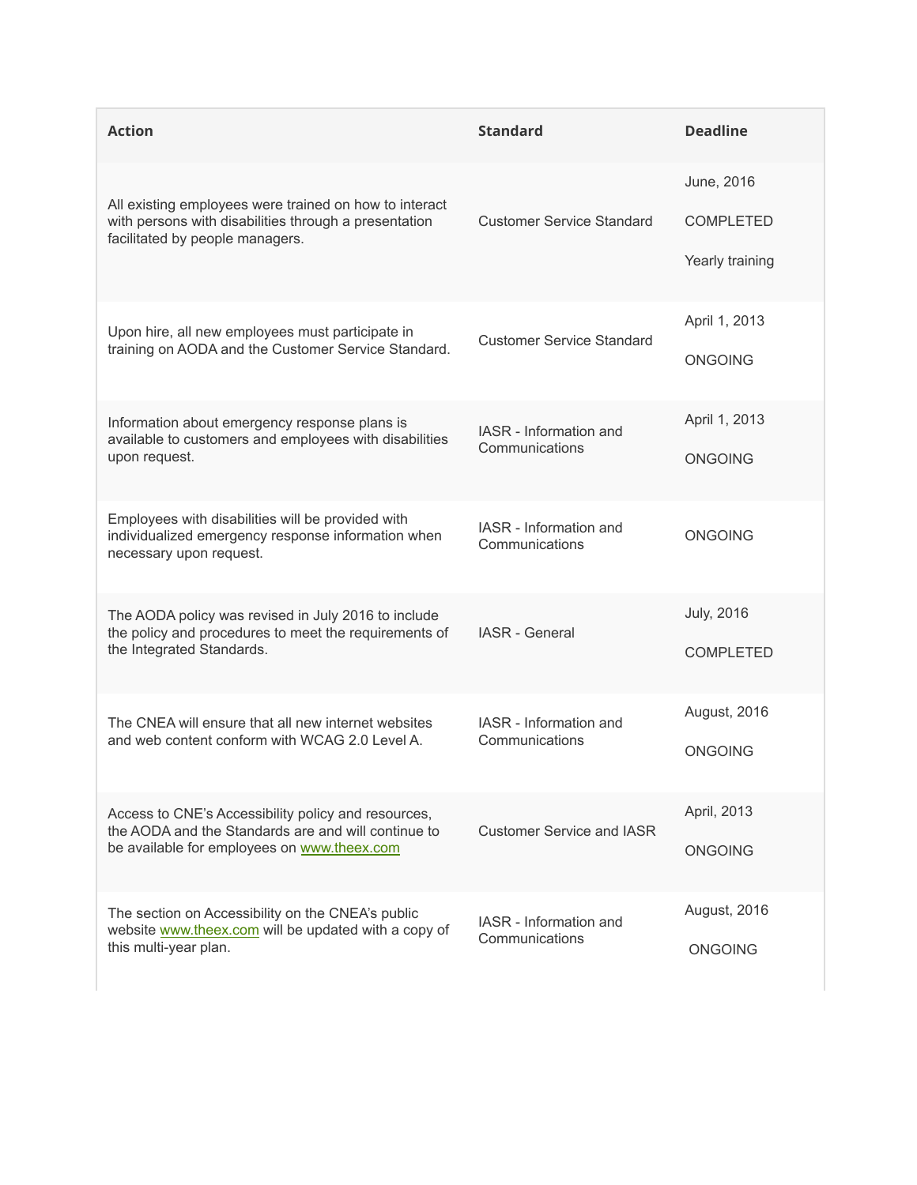| Action | Standard | Deadline |
|---|---|---|
| All existing employees were trained on how to interact with persons with disabilities through a presentation facilitated by people managers. | Customer Service Standard | June, 2016<br><br>COMPLETED<br><br>Yearly training |
| Upon hire, all new employees must participate in training on AODA and the Customer Service Standard. | Customer Service Standard | April 1, 2013<br><br>ONGOING |
| Information about emergency response plans is available to customers and employees with disabilities upon request. | IASR - Information and Communications | April 1, 2013<br><br>ONGOING |
| Employees with disabilities will be provided with individualized emergency response information when necessary upon request. | IASR - Information and Communications | ONGOING |
| The AODA policy was revised in July 2016 to include the policy and procedures to meet the requirements of the Integrated Standards. | IASR - General | July, 2016<br><br>COMPLETED |
| The CNEA will ensure that all new internet websites and web content conform with WCAG 2.0 Level A. | IASR - Information and Communications | August, 2016<br><br>ONGOING |
| Access to CNE's Accessibility policy and resources, the AODA and the Standards are and will continue to be available for employees on [www.theex.com](http://www.theex.com) | Customer Service and IASR | April, 2013<br><br>ONGOING |
| The section on Accessibility on the CNEA's public website [www.theex.com](http://www.theex.com) will be updated with a copy of this multi-year plan. | IASR - Information and Communications | August, 2016<br><br>ONGOING |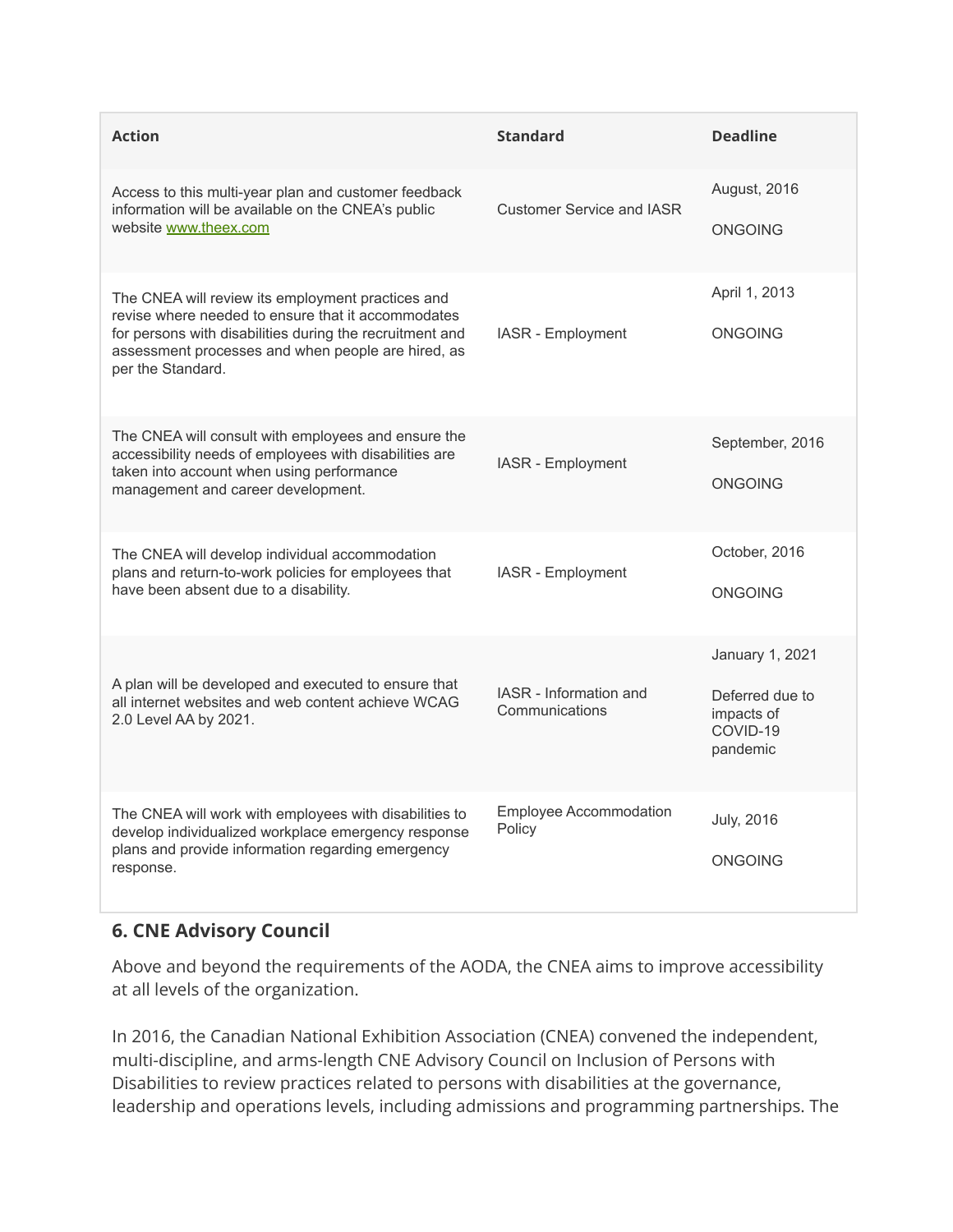| Action | Standard | Deadline |
| --- | --- | --- |
| Access to this multi-year plan and customer feedback information will be available on the CNEA's public website [www.theex.com](www.theex.com) | Customer Service and IASR | August, 2016<br><br>ONGOING |
| The CNEA will review its employment practices and revise where needed to ensure that it accommodates for persons with disabilities during the recruitment and assessment processes and when people are hired, as per the Standard. | IASR - Employment | April 1, 2013<br><br>ONGOING |
| The CNEA will consult with employees and ensure the accessibility needs of employees with disabilities are taken into account when using performance management and career development. | IASR - Employment | September, 2016<br><br>ONGOING |
| The CNEA will develop individual accommodation plans and return-to-work policies for employees that have been absent due to a disability. | IASR - Employment | October, 2016<br><br>ONGOING |
| A plan will be developed and executed to ensure that all internet websites and web content achieve WCAG 2.0 Level AA by 2021. | IASR - Information and Communications | January 1, 2021<br><br>Deferred due to impacts of COVID-19 pandemic |
| The CNEA will work with employees with disabilities to develop individualized workplace emergency response plans and provide information regarding emergency response. | Employee Accommodation Policy | July, 2016<br><br>ONGOING |

### 6. CNE Advisory Council

Above and beyond the requirements of the AODA, the CNEA aims to improve accessibility at all levels of the organization.

In 2016, the Canadian National Exhibition Association (CNEA) convened the independent, multi-discipline, and arms-length CNE Advisory Council on Inclusion of Persons with Disabilities to review practices related to persons with disabilities at the governance, leadership and operations levels, including admissions and programming partnerships. The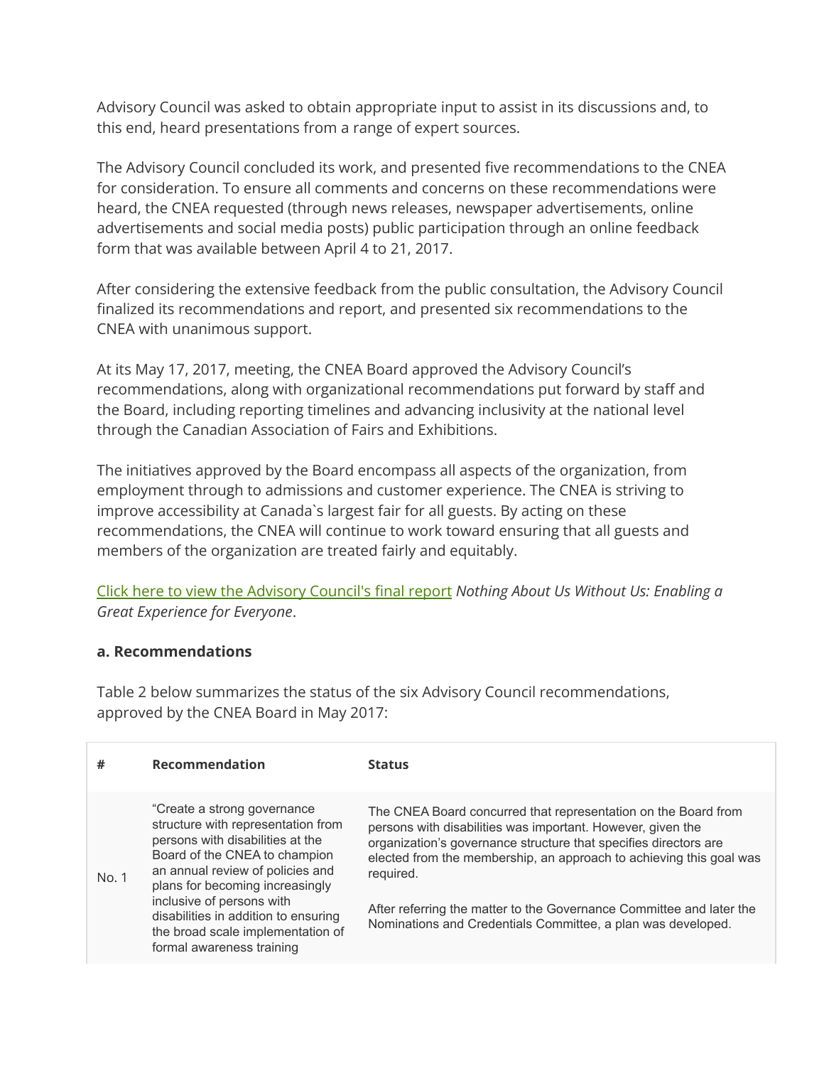Advisory Council was asked to obtain appropriate input to assist in its discussions and, to this end, heard presentations from a range of expert sources.

The Advisory Council concluded its work, and presented five recommendations to the CNEA for consideration. To ensure all comments and concerns on these recommendations were heard, the CNEA requested (through news releases, newspaper advertisements, online advertisements and social media posts) public participation through an online feedback form that was available between April 4 to 21, 2017.

After considering the extensive feedback from the public consultation, the Advisory Council finalized its recommendations and report, and presented six recommendations to the CNEA with unanimous support.

At its May 17, 2017, meeting, the CNEA Board approved the Advisory Council's recommendations, along with organizational recommendations put forward by staff and the Board, including reporting timelines and advancing inclusivity at the national level through the Canadian Association of Fairs and Exhibitions.

The initiatives approved by the Board encompass all aspects of the organization, from employment through to admissions and customer experience. The CNEA is striving to improve accessibility at Canada`s largest fair for all guests. By acting on these recommendations, the CNEA will continue to work toward ensuring that all guests and members of the organization are treated fairly and equitably.

Click here to view the Advisory Council's final report *Nothing About Us Without Us: Enabling a Great Experience for Everyone*.

**a. Recommendations**

Table 2 below summarizes the status of the six Advisory Council recommendations, approved by the CNEA Board in May 2017:

| # | Recommendation | Status |
|---|---|---|
| No. 1 | "Create a strong governance structure with representation from persons with disabilities at the Board of the CNEA to champion an annual review of policies and plans for becoming increasingly inclusive of persons with disabilities in addition to ensuring the broad scale implementation of formal awareness training | The CNEA Board concurred that representation on the Board from persons with disabilities was important. However, given the organization's governance structure that specifies directors are elected from the membership, an approach to achieving this goal was required.<br><br>After referring the matter to the Governance Committee and later the Nominations and Credentials Committee, a plan was developed. |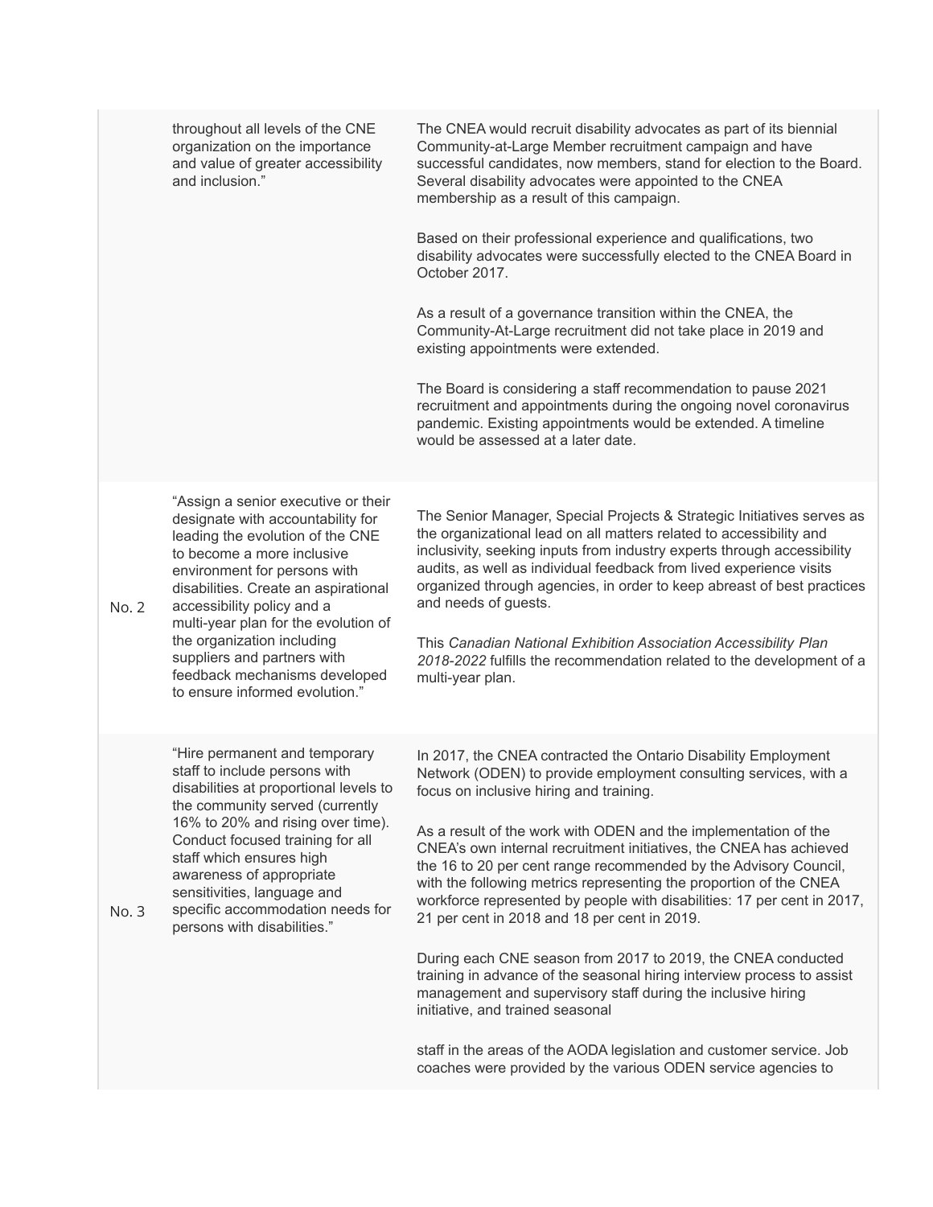|  |  |  |
|---|---|---|
|  | throughout all levels of the CNE organization on the importance and value of greater accessibility and inclusion." | The CNEA would recruit disability advocates as part of its biennial Community-at-Large Member recruitment campaign and have successful candidates, now members, stand for election to the Board. Several disability advocates were appointed to the CNEA membership as a result of this campaign.<br><br>Based on their professional experience and qualifications, two disability advocates were successfully elected to the CNEA Board in October 2017.<br><br>As a result of a governance transition within the CNEA, the Community-At-Large recruitment did not take place in 2019 and existing appointments were extended.<br><br>The Board is considering a staff recommendation to pause 2021 recruitment and appointments during the ongoing novel coronavirus pandemic. Existing appointments would be extended. A timeline would be assessed at a later date. |
| No. 2 | "Assign a senior executive or their designate with accountability for leading the evolution of the CNE to become a more inclusive environment for persons with disabilities. Create an aspirational accessibility policy and a multi-year plan for the evolution of the organization including suppliers and partners with feedback mechanisms developed to ensure informed evolution." | The Senior Manager, Special Projects & Strategic Initiatives serves as the organizational lead on all matters related to accessibility and inclusivity, seeking inputs from industry experts through accessibility audits, as well as individual feedback from lived experience visits organized through agencies, in order to keep abreast of best practices and needs of guests.<br><br>This *Canadian National Exhibition Association Accessibility Plan 2018-2022* fulfills the recommendation related to the development of a multi-year plan. |
| No. 3 | "Hire permanent and temporary staff to include persons with disabilities at proportional levels to the community served (currently 16% to 20% and rising over time). Conduct focused training for all staff which ensures high awareness of appropriate sensitivities, language and specific accommodation needs for persons with disabilities." | In 2017, the CNEA contracted the Ontario Disability Employment Network (ODEN) to provide employment consulting services, with a focus on inclusive hiring and training.<br><br>As a result of the work with ODEN and the implementation of the CNEA's own internal recruitment initiatives, the CNEA has achieved the 16 to 20 per cent range recommended by the Advisory Council, with the following metrics representing the proportion of the CNEA workforce represented by people with disabilities: 17 per cent in 2017, 21 per cent in 2018 and 18 per cent in 2019.<br><br>During each CNE season from 2017 to 2019, the CNEA conducted training in advance of the seasonal hiring interview process to assist management and supervisory staff during the inclusive hiring initiative, and trained seasonal staff in the areas of the AODA legislation and customer service. Job coaches were provided by the various ODEN service agencies to |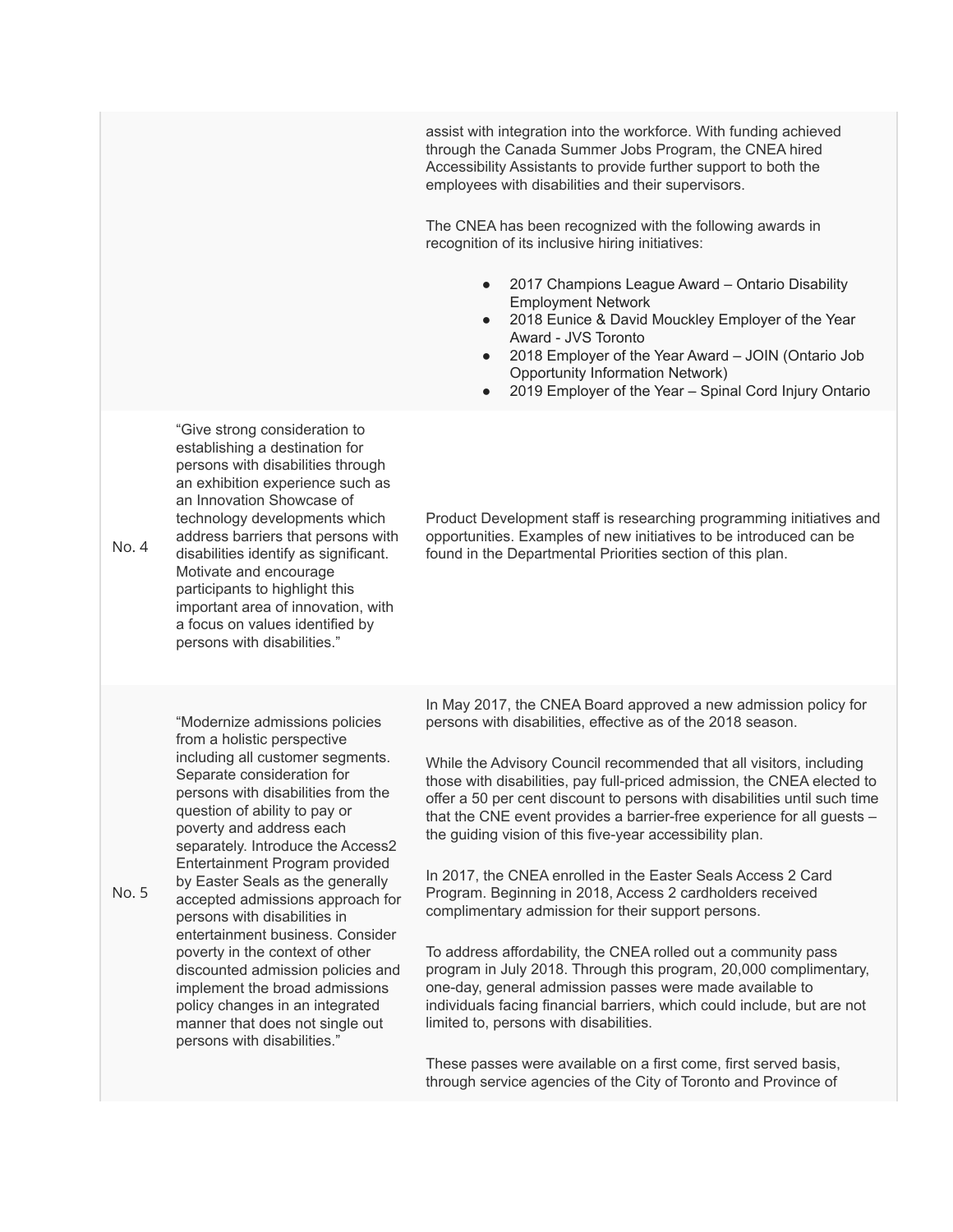| | | |
|---|---|---|
| | | assist with integration into the workforce. With funding achieved through the Canada Summer Jobs Program, the CNEA hired Accessibility Assistants to provide further support to both the employees with disabilities and their supervisors.<br><br>The CNEA has been recognized with the following awards in recognition of its inclusive hiring initiatives:<br><br>● 2017 Champions League Award – Ontario Disability Employment Network<br>● 2018 Eunice & David Mouckley Employer of the Year Award - JVS Toronto<br>● 2018 Employer of the Year Award – JOIN (Ontario Job Opportunity Information Network)<br>● 2019 Employer of the Year – Spinal Cord Injury Ontario |
| No. 4 | "Give strong consideration to establishing a destination for persons with disabilities through an exhibition experience such as an Innovation Showcase of technology developments which address barriers that persons with disabilities identify as significant. Motivate and encourage participants to highlight this important area of innovation, with a focus on values identified by persons with disabilities." | Product Development staff is researching programming initiatives and opportunities. Examples of new initiatives to be introduced can be found in the Departmental Priorities section of this plan. |
| No. 5 | "Modernize admissions policies from a holistic perspective including all customer segments. Separate consideration for persons with disabilities from the question of ability to pay or poverty and address each separately. Introduce the Access2 Entertainment Program provided by Easter Seals as the generally accepted admissions approach for persons with disabilities in entertainment business. Consider poverty in the context of other discounted admission policies and implement the broad admissions policy changes in an integrated manner that does not single out persons with disabilities." | In May 2017, the CNEA Board approved a new admission policy for persons with disabilities, effective as of the 2018 season.<br><br>While the Advisory Council recommended that all visitors, including those with disabilities, pay full-priced admission, the CNEA elected to offer a 50 per cent discount to persons with disabilities until such time that the CNE event provides a barrier-free experience for all guests – the guiding vision of this five-year accessibility plan.<br><br>In 2017, the CNEA enrolled in the Easter Seals Access 2 Card Program. Beginning in 2018, Access 2 cardholders received complimentary admission for their support persons.<br><br>To address affordability, the CNEA rolled out a community pass program in July 2018. Through this program, 20,000 complimentary, one-day, general admission passes were made available to individuals facing financial barriers, which could include, but are not limited to, persons with disabilities.<br><br>These passes were available on a first come, first served basis, through service agencies of the City of Toronto and Province of |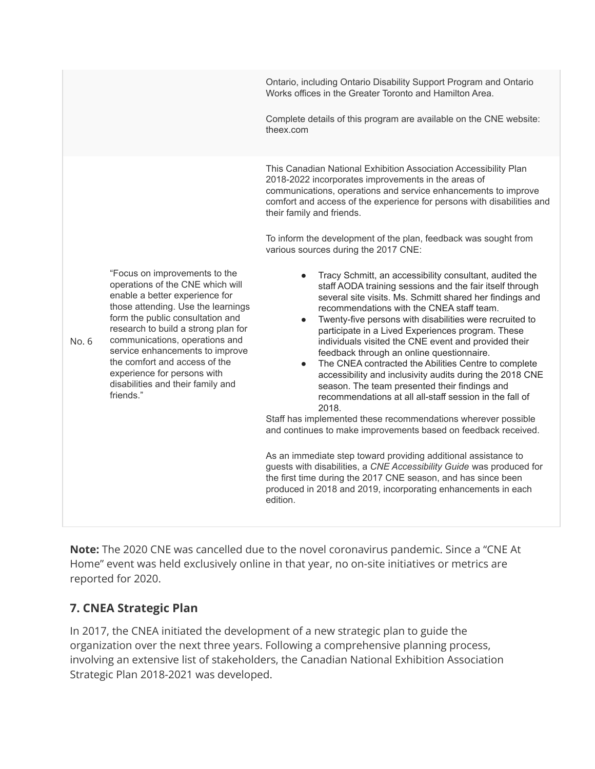| | | |
|---|---|---|
| | | Ontario, including Ontario Disability Support Program and Ontario Works offices in the Greater Toronto and Hamilton Area.<br><br>Complete details of this program are available on the CNE website: theex.com |
| No. 6 | "Focus on improvements to the operations of the CNE which will enable a better experience for those attending. Use the learnings form the public consultation and research to build a strong plan for communications, operations and service enhancements to improve the comfort and access of the experience for persons with disabilities and their family and friends." | This Canadian National Exhibition Association Accessibility Plan 2018-2022 incorporates improvements in the areas of communications, operations and service enhancements to improve comfort and access of the experience for persons with disabilities and their family and friends.<br><br>To inform the development of the plan, feedback was sought from various sources during the 2017 CNE:<br><br>• Tracy Schmitt, an accessibility consultant, audited the staff AODA training sessions and the fair itself through several site visits. Ms. Schmitt shared her findings and recommendations with the CNEA staff team.<br>• Twenty-five persons with disabilities were recruited to participate in a Lived Experiences program. These individuals visited the CNE event and provided their feedback through an online questionnaire.<br>• The CNEA contracted the Abilities Centre to complete accessibility and inclusivity audits during the 2018 CNE season. The team presented their findings and recommendations at all all-staff session in the fall of 2018.<br><br>Staff has implemented these recommendations wherever possible and continues to make improvements based on feedback received.<br><br>As an immediate step toward providing additional assistance to guests with disabilities, a *CNE Accessibility Guide* was produced for the first time during the 2017 CNE season, and has since been produced in 2018 and 2019, incorporating enhancements in each edition. |

**Note:** The 2020 CNE was cancelled due to the novel coronavirus pandemic. Since a "CNE At Home" event was held exclusively online in that year, no on-site initiatives or metrics are reported for 2020.

## 7. CNEA Strategic Plan

In 2017, the CNEA initiated the development of a new strategic plan to guide the organization over the next three years. Following a comprehensive planning process, involving an extensive list of stakeholders, the Canadian National Exhibition Association Strategic Plan 2018-2021 was developed.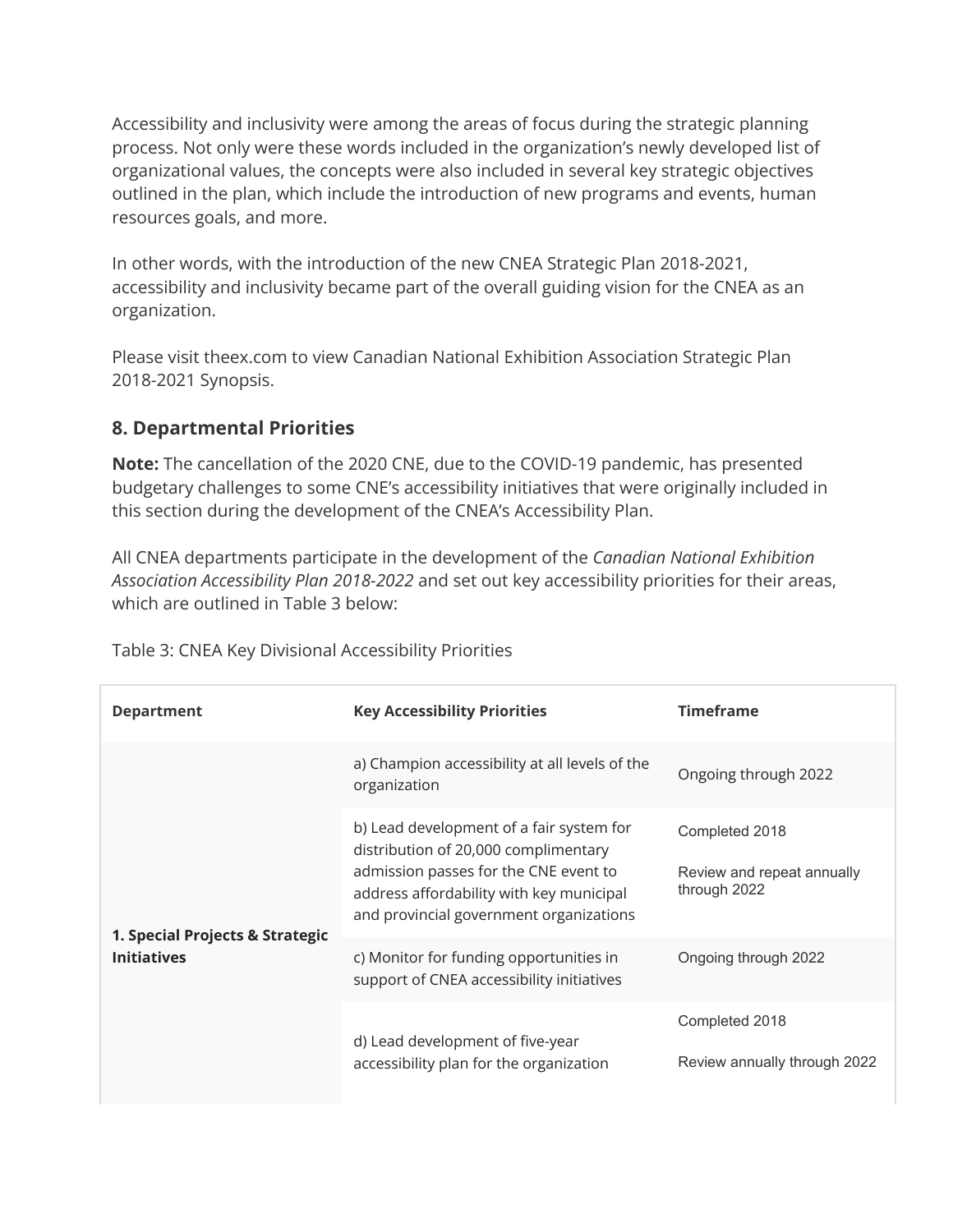Accessibility and inclusivity were among the areas of focus during the strategic planning process. Not only were these words included in the organization's newly developed list of organizational values, the concepts were also included in several key strategic objectives outlined in the plan, which include the introduction of new programs and events, human resources goals, and more.

In other words, with the introduction of the new CNEA Strategic Plan 2018-2021, accessibility and inclusivity became part of the overall guiding vision for the CNEA as an organization.

Please visit theex.com to view Canadian National Exhibition Association Strategic Plan 2018-2021 Synopsis.

## 8. Departmental Priorities

**Note:** The cancellation of the 2020 CNE, due to the COVID-19 pandemic, has presented budgetary challenges to some CNE's accessibility initiatives that were originally included in this section during the development of the CNEA's Accessibility Plan.

All CNEA departments participate in the development of the *Canadian National Exhibition Association Accessibility Plan 2018-2022* and set out key accessibility priorities for their areas, which are outlined in Table 3 below:

Table 3: CNEA Key Divisional Accessibility Priorities

| Department | Key Accessibility Priorities | Timeframe |
|---|---|---|
| **1. Special Projects & Strategic Initiatives** | a) Champion accessibility at all levels of the organization | Ongoing through 2022 |
| | b) Lead development of a fair system for distribution of 20,000 complimentary admission passes for the CNE event to address affordability with key municipal and provincial government organizations | Completed 2018<br><br>Review and repeat annually through 2022 |
| | c) Monitor for funding opportunities in support of CNEA accessibility initiatives | Ongoing through 2022 |
| | d) Lead development of five-year accessibility plan for the organization | Completed 2018<br><br>Review annually through 2022 |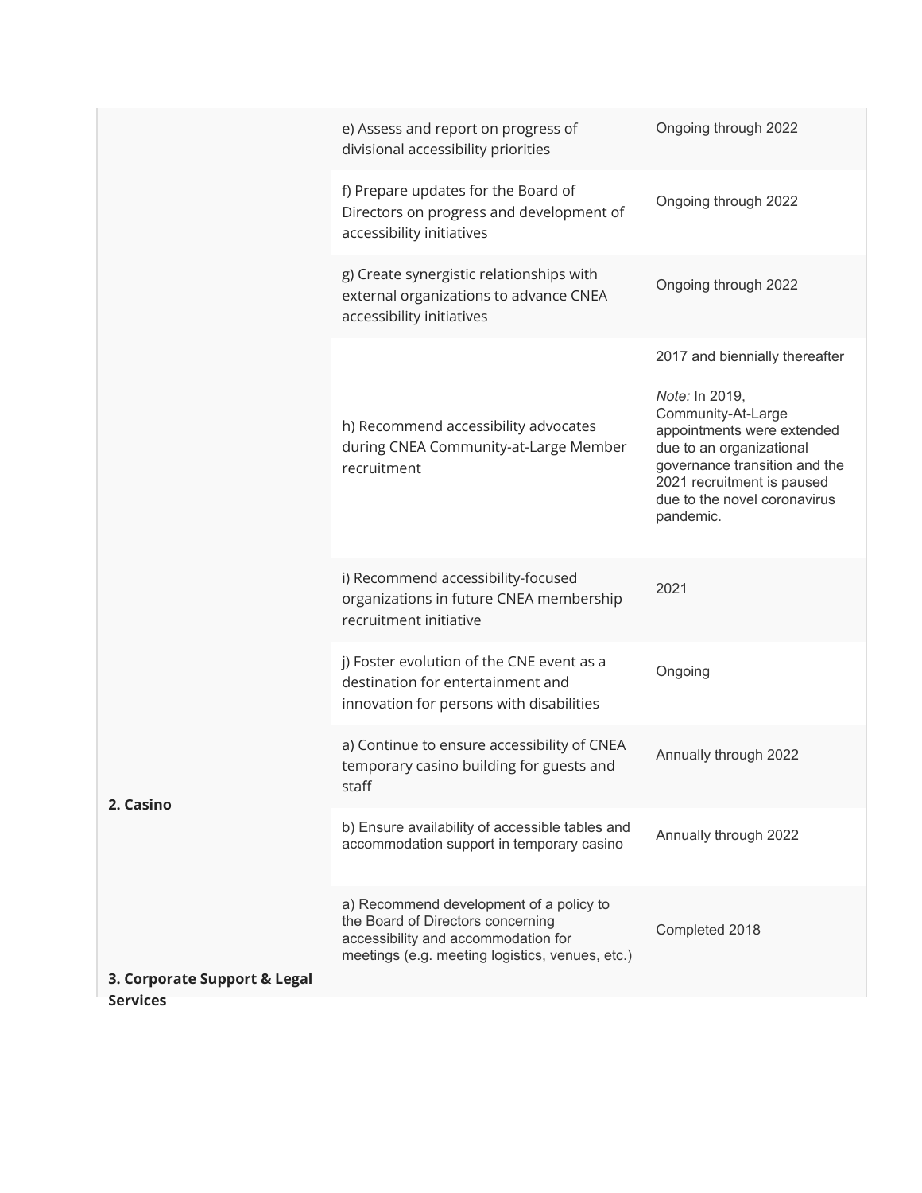| | | |
|---|---|---|
| | e) Assess and report on progress of divisional accessibility priorities | Ongoing through 2022 |
| | f) Prepare updates for the Board of Directors on progress and development of accessibility initiatives | Ongoing through 2022 |
| | g) Create synergistic relationships with external organizations to advance CNEA accessibility initiatives | Ongoing through 2022 |
| | h) Recommend accessibility advocates during CNEA Community-at-Large Member recruitment | 2017 and biennially thereafter<br><br>*Note:* In 2019, Community-At-Large appointments were extended due to an organizational governance transition and the 2021 recruitment is paused due to the novel coronavirus pandemic. |
| | i) Recommend accessibility-focused organizations in future CNEA membership recruitment initiative | 2021 |
| | j) Foster evolution of the CNE event as a destination for entertainment and innovation for persons with disabilities | Ongoing |
| **2. Casino** | a) Continue to ensure accessibility of CNEA temporary casino building for guests and staff | Annually through 2022 |
| | b) Ensure availability of accessible tables and accommodation support in temporary casino | Annually through 2022 |
| **3. Corporate Support & Legal Services** | a) Recommend development of a policy to the Board of Directors concerning accessibility and accommodation for meetings (e.g. meeting logistics, venues, etc.) | Completed 2018 |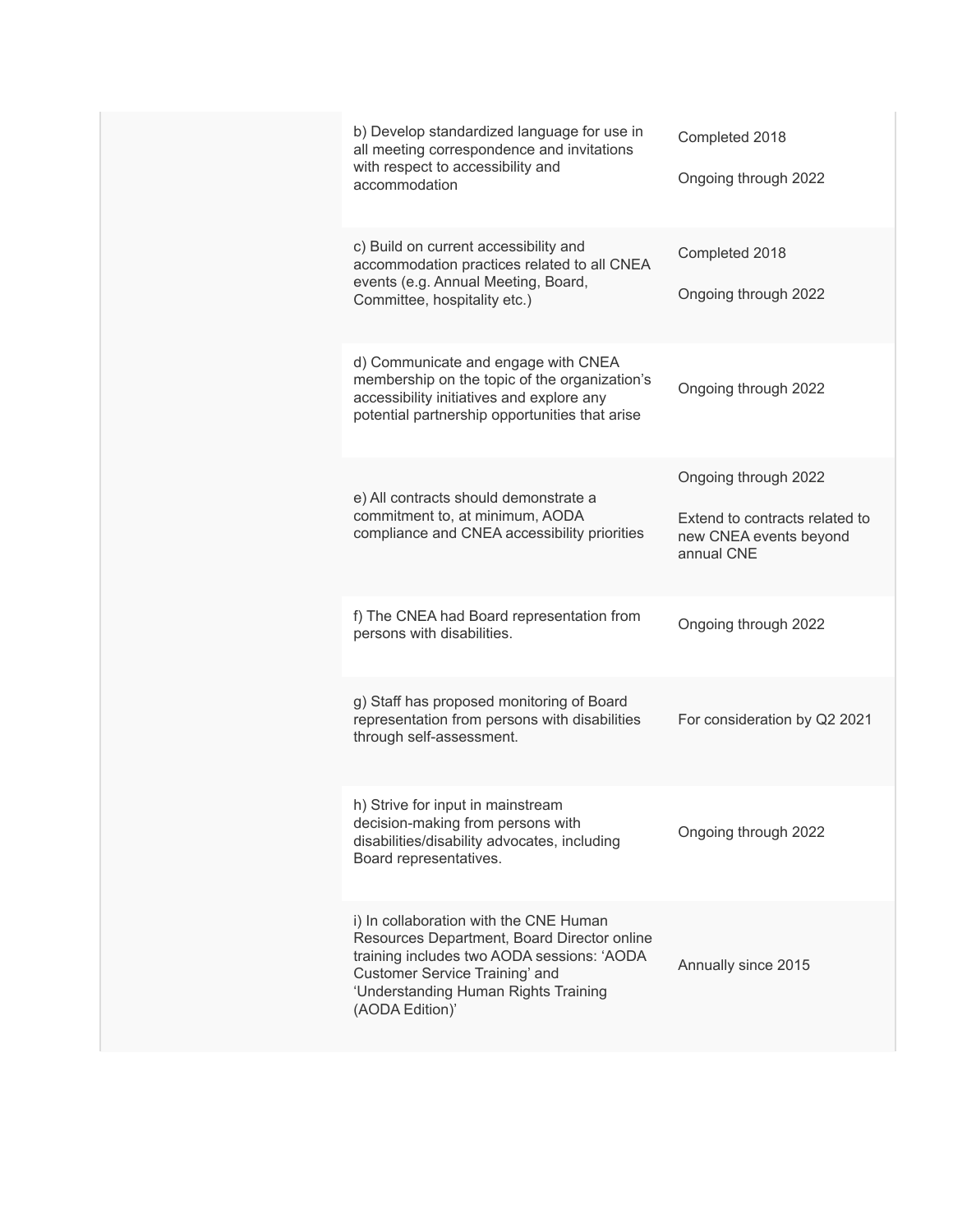| | | |
|---|---|---|
| | b) Develop standardized language for use in all meeting correspondence and invitations with respect to accessibility and accommodation | Completed 2018<br><br>Ongoing through 2022 |
| | c) Build on current accessibility and accommodation practices related to all CNEA events (e.g. Annual Meeting, Board, Committee, hospitality etc.) | Completed 2018<br><br>Ongoing through 2022 |
| | d) Communicate and engage with CNEA membership on the topic of the organization's accessibility initiatives and explore any potential partnership opportunities that arise | Ongoing through 2022 |
| | e) All contracts should demonstrate a commitment to, at minimum, AODA compliance and CNEA accessibility priorities | Ongoing through 2022<br><br>Extend to contracts related to new CNEA events beyond annual CNE |
| | f) The CNEA had Board representation from persons with disabilities. | Ongoing through 2022 |
| | g) Staff has proposed monitoring of Board representation from persons with disabilities through self-assessment. | For consideration by Q2 2021 |
| | h) Strive for input in mainstream decision-making from persons with disabilities/disability advocates, including Board representatives. | Ongoing through 2022 |
| | i) In collaboration with the CNE Human Resources Department, Board Director online training includes two AODA sessions: 'AODA Customer Service Training' and 'Understanding Human Rights Training (AODA Edition)' | Annually since 2015 |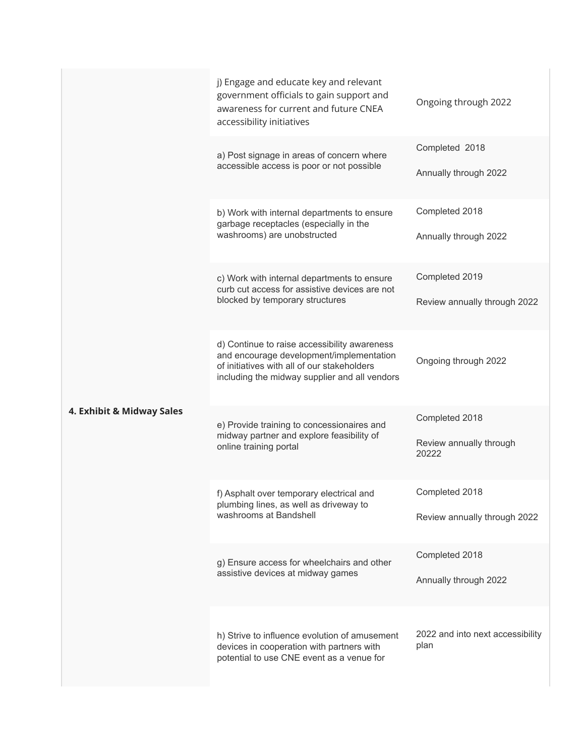| | | |
|---|---|---|
| | j) Engage and educate key and relevant government officials to gain support and awareness for current and future CNEA accessibility initiatives | Ongoing through 2022 |
| 4. Exhibit & Midway Sales | a) Post signage in areas of concern where accessible access is poor or not possible | Completed 2018<br>Annually through 2022 |
| | b) Work with internal departments to ensure garbage receptacles (especially in the washrooms) are unobstructed | Completed 2018<br>Annually through 2022 |
| | c) Work with internal departments to ensure curb cut access for assistive devices are not blocked by temporary structures | Completed 2019<br>Review annually through 2022 |
| | d) Continue to raise accessibility awareness and encourage development/implementation of initiatives with all of our stakeholders including the midway supplier and all vendors | Ongoing through 2022 |
| | e) Provide training to concessionaires and midway partner and explore feasibility of online training portal | Completed 2018<br>Review annually through 20222 |
| | f) Asphalt over temporary electrical and plumbing lines, as well as driveway to washrooms at Bandshell | Completed 2018<br>Review annually through 2022 |
| | g) Ensure access for wheelchairs and other assistive devices at midway games | Completed 2018<br>Annually through 2022 |
| | h) Strive to influence evolution of amusement devices in cooperation with partners with potential to use CNE event as a venue for | 2022 and into next accessibility plan |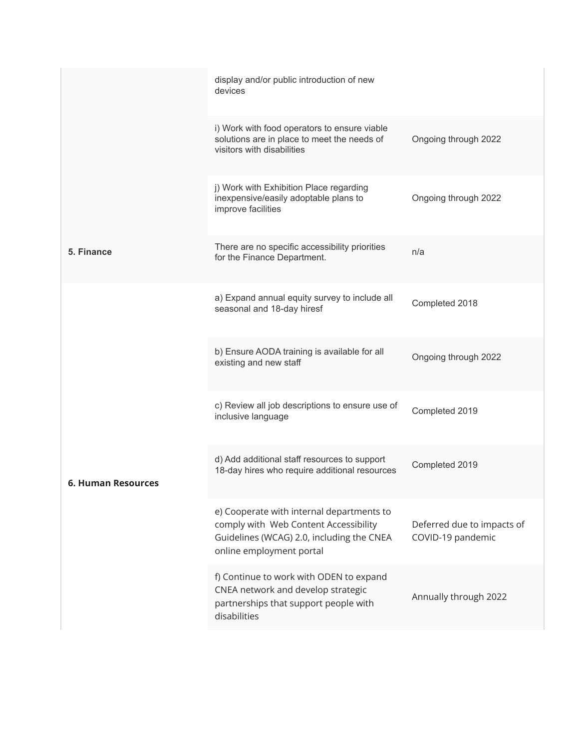| | | |
|---|---|---|
| | display and/or public introduction of new devices | |
| | i) Work with food operators to ensure viable solutions are in place to meet the needs of visitors with disabilities | Ongoing through 2022 |
| | j) Work with Exhibition Place regarding inexpensive/easily adoptable plans to improve facilities | Ongoing through 2022 |
| **5. Finance** | There are no specific accessibility priorities for the Finance Department. | n/a |
| **6. Human Resources** | a) Expand annual equity survey to include all seasonal and 18-day hiresf | Completed 2018 |
| | b) Ensure AODA training is available for all existing and new staff | Ongoing through 2022 |
| | c) Review all job descriptions to ensure use of inclusive language | Completed 2019 |
| | d) Add additional staff resources to support 18-day hires who require additional resources | Completed 2019 |
| | e) Cooperate with internal departments to comply with Web Content Accessibility Guidelines (WCAG) 2.0, including the CNEA online employment portal | Deferred due to impacts of COVID-19 pandemic |
| | f) Continue to work with ODEN to expand CNEA network and develop strategic partnerships that support people with disabilities | Annually through 2022 |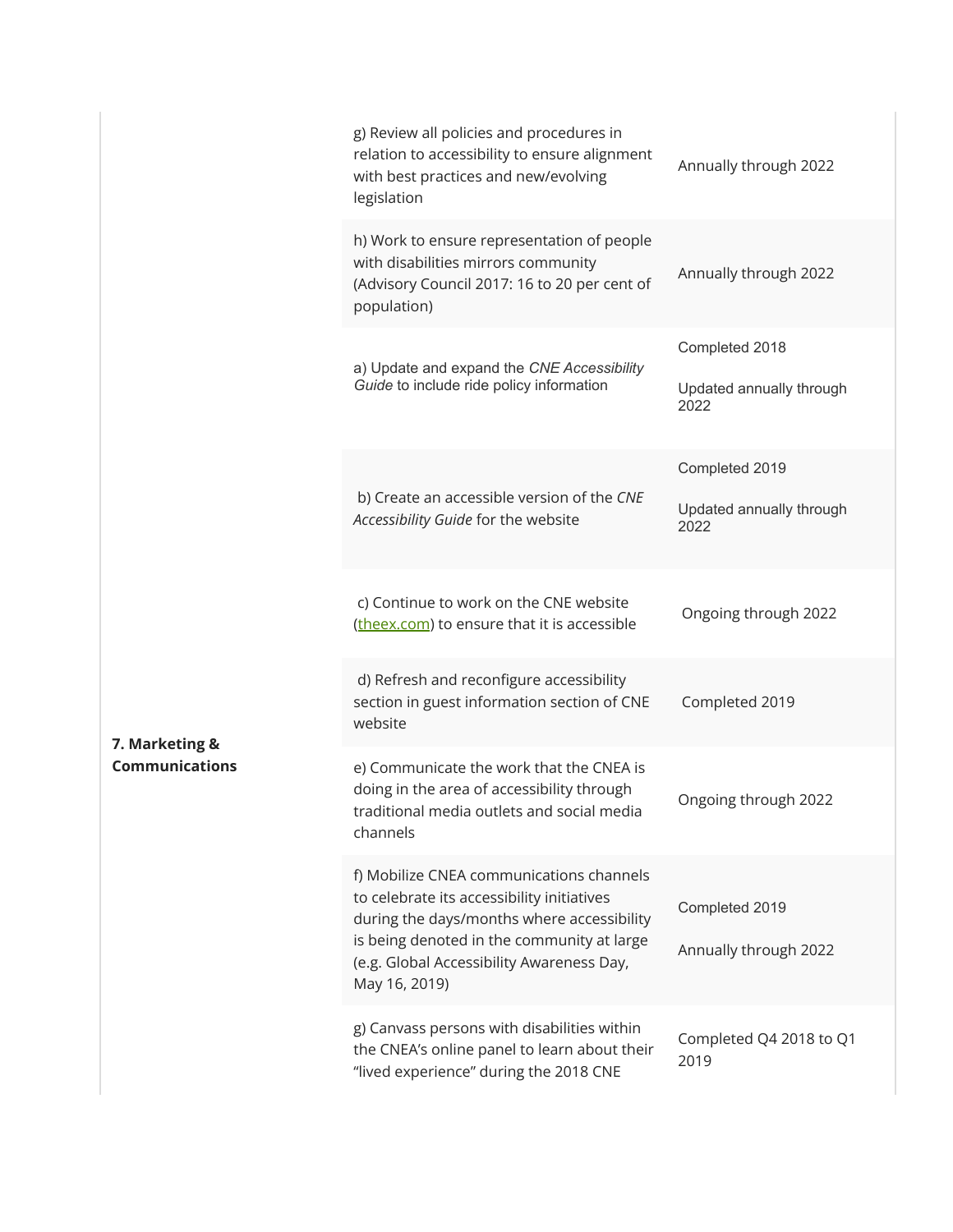| | | |
|---|---|---|
| | g) Review all policies and procedures in relation to accessibility to ensure alignment with best practices and new/evolving legislation | Annually through 2022 |
| | h) Work to ensure representation of people with disabilities mirrors community (Advisory Council 2017: 16 to 20 per cent of population) | Annually through 2022 |
| **7. Marketing & Communications** | a) Update and expand the *CNE Accessibility Guide* to include ride policy information | Completed 2018<br><br>Updated annually through 2022 |
| | b) Create an accessible version of the *CNE Accessibility Guide* for the website | Completed 2019<br><br>Updated annually through 2022 |
| | c) Continue to work on the CNE website (theex.com) to ensure that it is accessible | Ongoing through 2022 |
| | d) Refresh and reconfigure accessibility section in guest information section of CNE website | Completed 2019 |
| | e) Communicate the work that the CNEA is doing in the area of accessibility through traditional media outlets and social media channels | Ongoing through 2022 |
| | f) Mobilize CNEA communications channels to celebrate its accessibility initiatives during the days/months where accessibility is being denoted in the community at large (e.g. Global Accessibility Awareness Day, May 16, 2019) | Completed 2019<br><br>Annually through 2022 |
| | g) Canvass persons with disabilities within the CNEA's online panel to learn about their "lived experience" during the 2018 CNE | Completed Q4 2018 to Q1 2019 |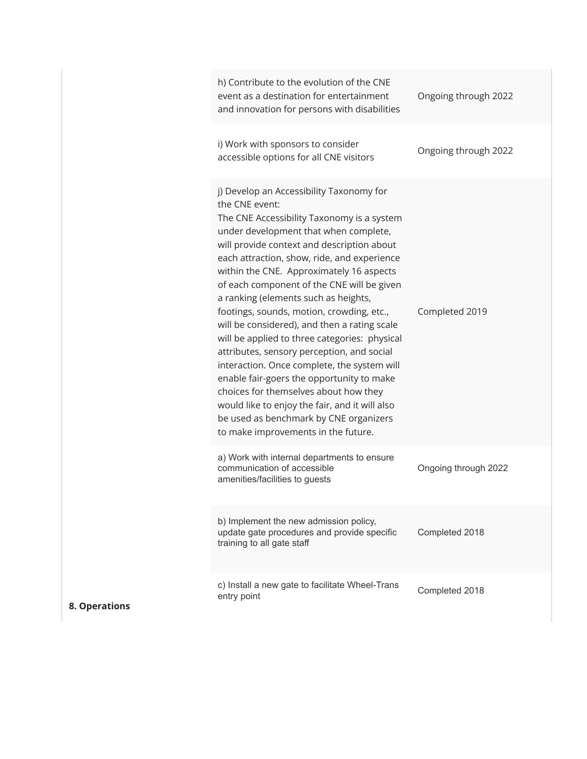| | | |
|---|---|---|
| | h) Contribute to the evolution of the CNE event as a destination for entertainment and innovation for persons with disabilities | Ongoing through 2022 |
| | i) Work with sponsors to consider accessible options for all CNE visitors | Ongoing through 2022 |
| | j) Develop an Accessibility Taxonomy for the CNE event: The CNE Accessibility Taxonomy is a system under development that when complete, will provide context and description about each attraction, show, ride, and experience within the CNE. Approximately 16 aspects of each component of the CNE will be given a ranking (elements such as heights, footings, sounds, motion, crowding, etc., will be considered), and then a rating scale will be applied to three categories: physical attributes, sensory perception, and social interaction. Once complete, the system will enable fair-goers the opportunity to make choices for themselves about how they would like to enjoy the fair, and it will also be used as benchmark by CNE organizers to make improvements in the future. | Completed 2019 |
| **8. Operations** | a) Work with internal departments to ensure communication of accessible amenities/facilities to guests | Ongoing through 2022 |
| | b) Implement the new admission policy, update gate procedures and provide specific training to all gate staff | Completed 2018 |
| | c) Install a new gate to facilitate Wheel-Trans entry point | Completed 2018 |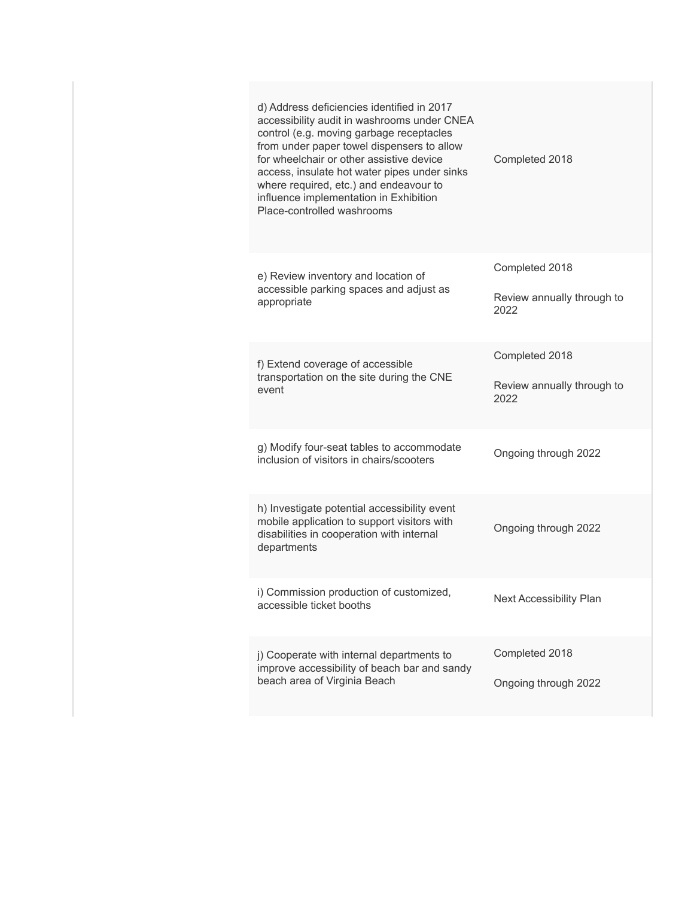| | | |
|---|---|---|
| | d) Address deficiencies identified in 2017 accessibility audit in washrooms under CNEA control (e.g. moving garbage receptacles from under paper towel dispensers to allow for wheelchair or other assistive device access, insulate hot water pipes under sinks where required, etc.) and endeavour to influence implementation in Exhibition Place-controlled washrooms | Completed 2018 |
| | e) Review inventory and location of accessible parking spaces and adjust as appropriate | Completed 2018<br><br>Review annually through to 2022 |
| | f) Extend coverage of accessible transportation on the site during the CNE event | Completed 2018<br><br>Review annually through to 2022 |
| | g) Modify four-seat tables to accommodate inclusion of visitors in chairs/scooters | Ongoing through 2022 |
| | h) Investigate potential accessibility event mobile application to support visitors with disabilities in cooperation with internal departments | Ongoing through 2022 |
| | i) Commission production of customized, accessible ticket booths | Next Accessibility Plan |
| | j) Cooperate with internal departments to improve accessibility of beach bar and sandy beach area of Virginia Beach | Completed 2018<br><br>Ongoing through 2022 |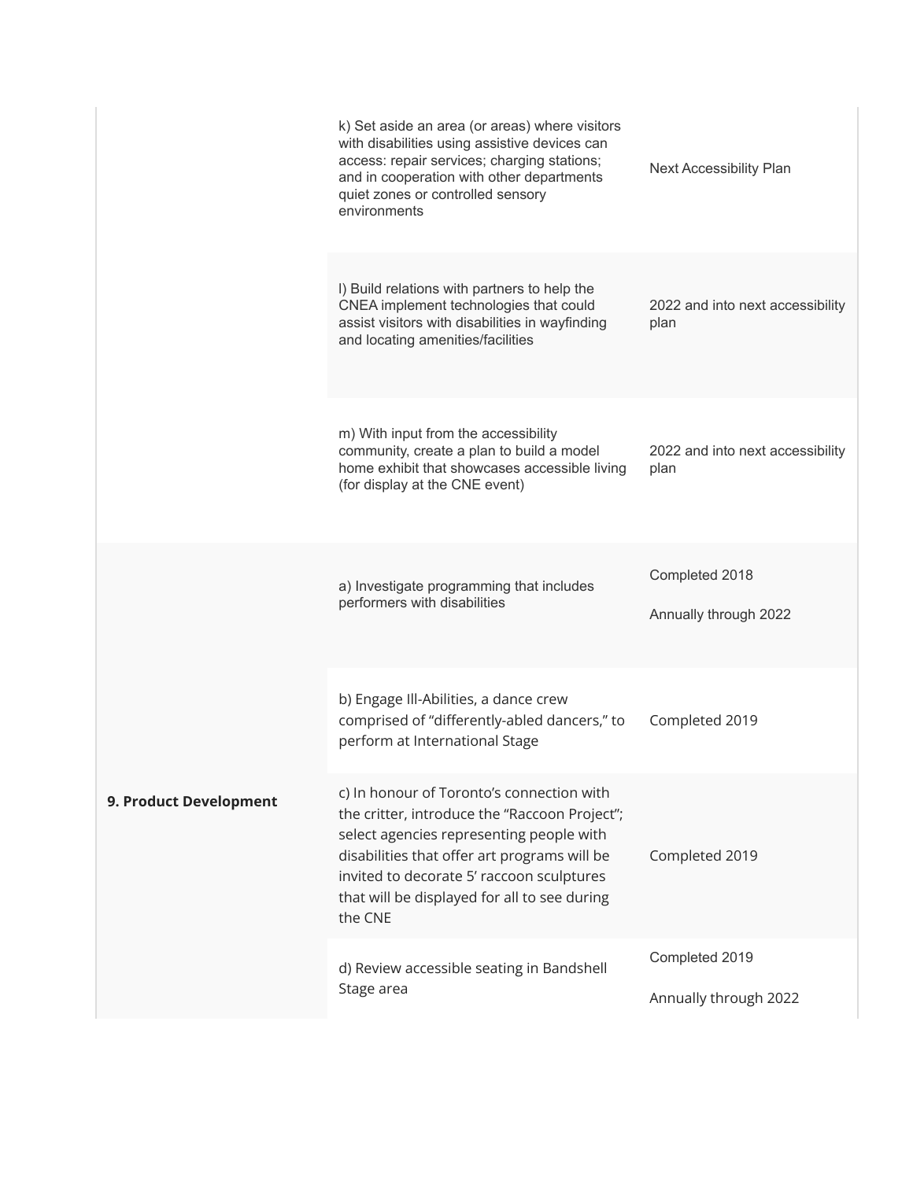| | | |
|---|---|---|
| | k) Set aside an area (or areas) where visitors with disabilities using assistive devices can access: repair services; charging stations; and in cooperation with other departments quiet zones or controlled sensory environments | Next Accessibility Plan |
| | l) Build relations with partners to help the CNEA implement technologies that could assist visitors with disabilities in wayfinding and locating amenities/facilities | 2022 and into next accessibility plan |
| | m) With input from the accessibility community, create a plan to build a model home exhibit that showcases accessible living (for display at the CNE event) | 2022 and into next accessibility plan |
| **9. Product Development** | a) Investigate programming that includes performers with disabilities | Completed 2018<br><br>Annually through 2022 |
| | b) Engage Ill-Abilities, a dance crew comprised of "differently-abled dancers," to perform at International Stage | Completed 2019 |
| | c) In honour of Toronto's connection with the critter, introduce the "Raccoon Project"; select agencies representing people with disabilities that offer art programs will be invited to decorate 5' raccoon sculptures that will be displayed for all to see during the CNE | Completed 2019 |
| | d) Review accessible seating in Bandshell Stage area | Completed 2019<br><br>Annually through 2022 |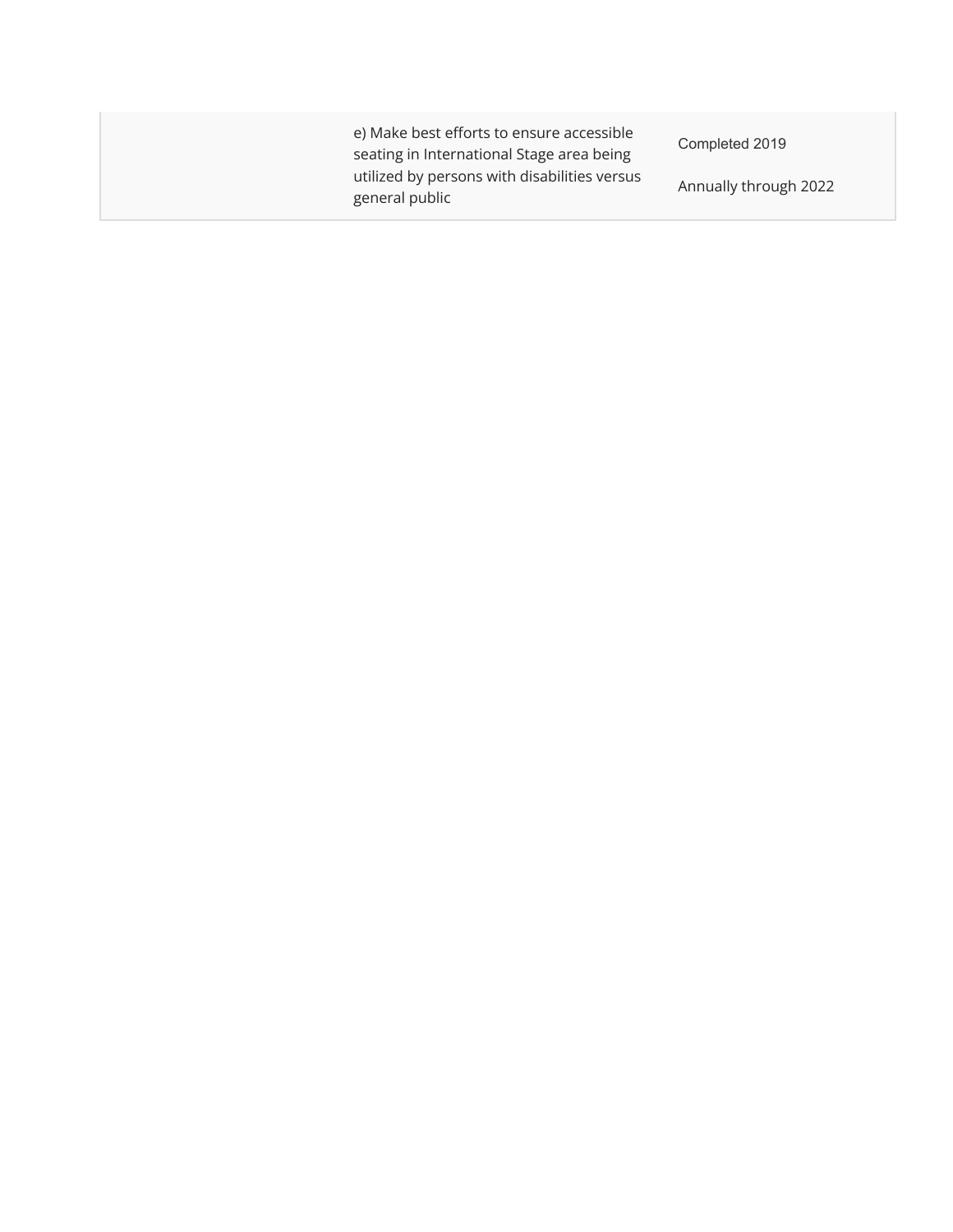| | | |
|---|---|---|
| | e) Make best efforts to ensure accessible seating in International Stage area being utilized by persons with disabilities versus general public | Completed 2019<br><br>Annually through 2022 |